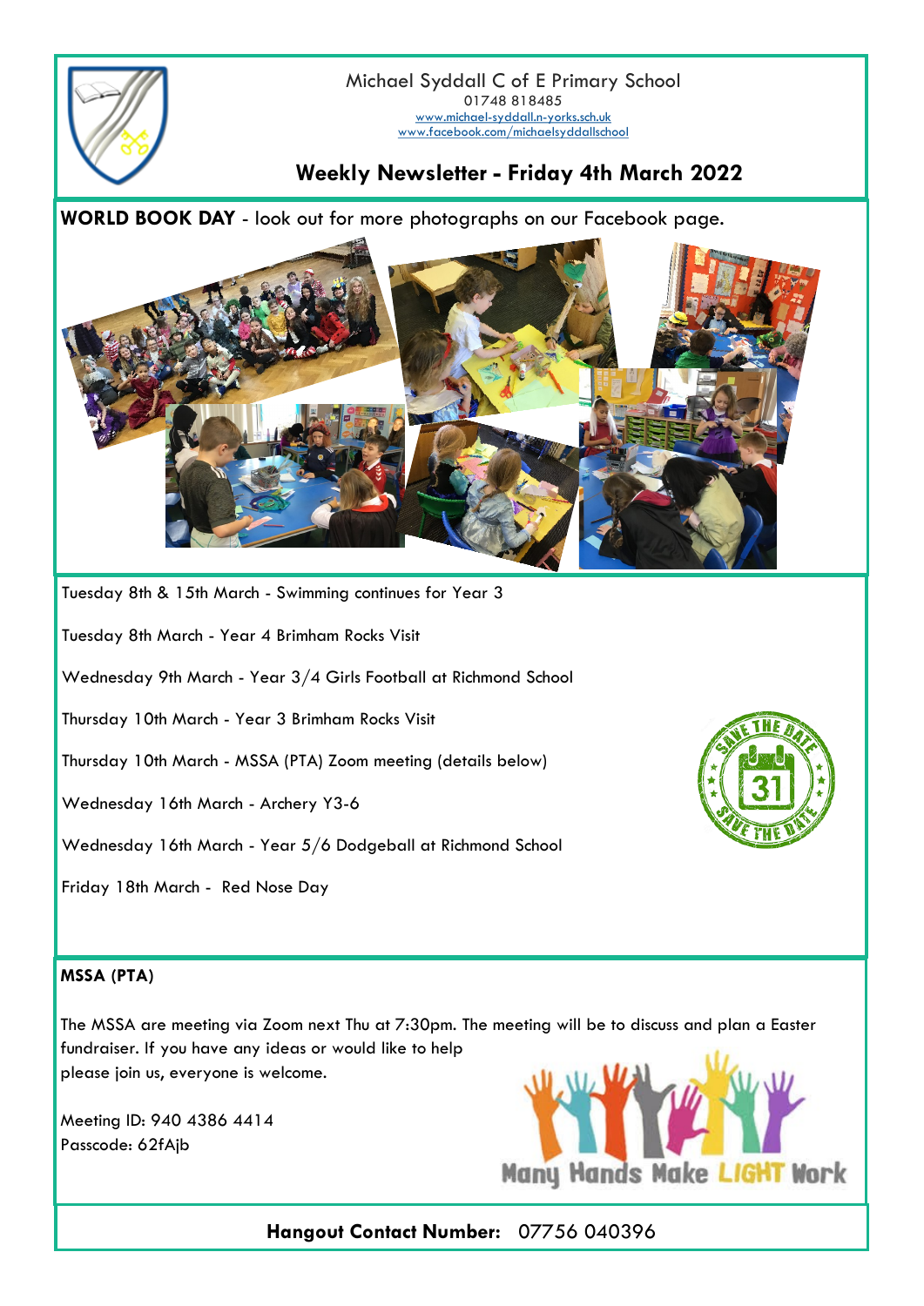Michael Syddall C of E Primary School
01748 818485
www.michael-syddall.n-yorks.sch.uk
www.facebook.com/michaelsyddallschool

# Weekly Newsletter - Friday 4th March 2022

**WORLD BOOK DAY** - look out for more photographs on our Facebook page.

Tuesday 8th & 15th March - Swimming continues for Year 3

Tuesday 8th March - Year 4 Brimham Rocks Visit

Wednesday 9th March - Year 3/4 Girls Football at Richmond School

Thursday 10th March - Year 3 Brimham Rocks Visit

Thursday 10th March - MSSA (PTA) Zoom meeting (details below)

Wednesday 16th March - Archery Y3-6

Wednesday 16th March - Year 5/6 Dodgeball at Richmond School

Friday 18th March - Red Nose Day

**MSSA (PTA)**

The MSSA are meeting via Zoom next Thu at 7:30pm. The meeting will be to discuss and plan a Easter fundraiser. If you have any ideas or would like to help please join us, everyone is welcome.

Meeting ID: 940 4386 4414
Passcode: 62fAjb

Many Hands Make LIGHT Work

**Hangout Contact Number:** 07756 040396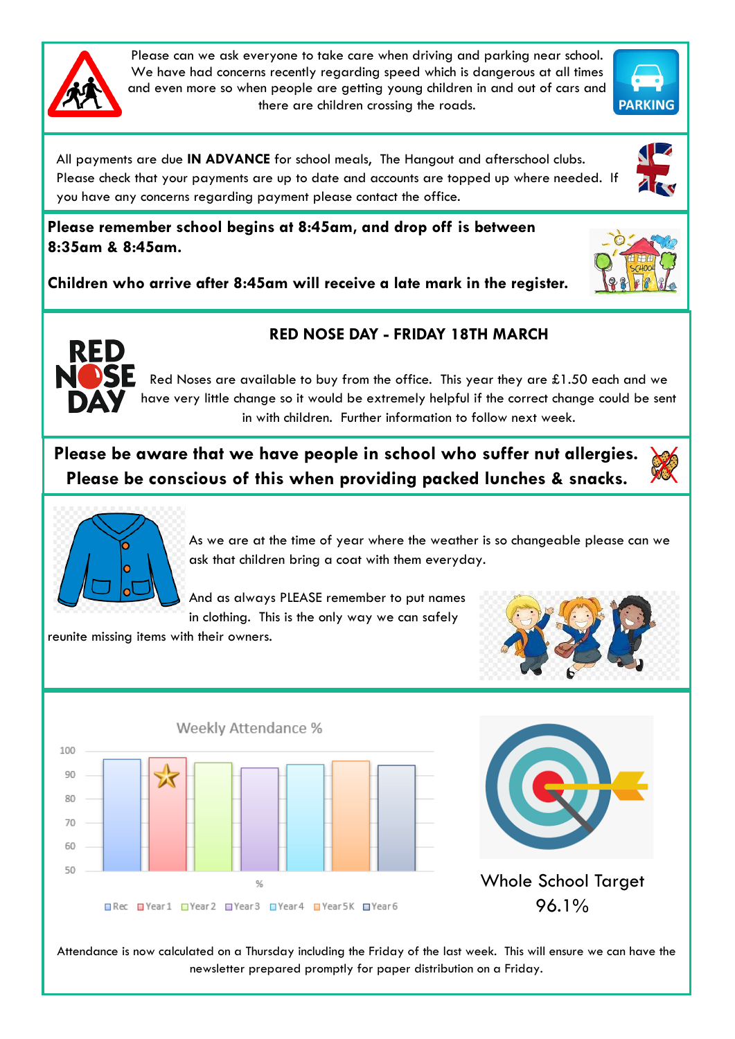Please can we ask everyone to take care when driving and parking near school. We have had concerns recently regarding speed which is dangerous at all times and even more so when people are getting young children in and out of cars and there are children crossing the roads.

PARKING

All payments are due **IN ADVANCE** for school meals, The Hangout and afterschool clubs. Please check that your payments are up to date and accounts are topped up where needed. If you have any concerns regarding payment please contact the office.

**Please remember school begins at 8:45am, and drop off is between 8:35am & 8:45am.**

**Children who arrive after 8:45am will receive a late mark in the register.**

## RED NOSE DAY - FRIDAY 18TH MARCH

Red Noses are available to buy from the office. This year they are £1.50 each and we have very little change so it would be extremely helpful if the correct change could be sent in with children. Further information to follow next week.

**Please be aware that we have people in school who suffer nut allergies. Please be conscious of this when providing packed lunches & snacks.**

As we are at the time of year where the weather is so changeable please can we ask that children bring a coat with them everyday.

And as always PLEASE remember to put names in clothing. This is the only way we can safely reunite missing items with their owners.

Weekly Attendance %

100
90
80
70
60
50

%

Rec Year1 Year2 Year3 Year4 Year5K Year6

Whole School Target
96.1%

Attendance is now calculated on a Thursday including the Friday of the last week. This will ensure we can have the newsletter prepared promptly for paper distribution on a Friday.